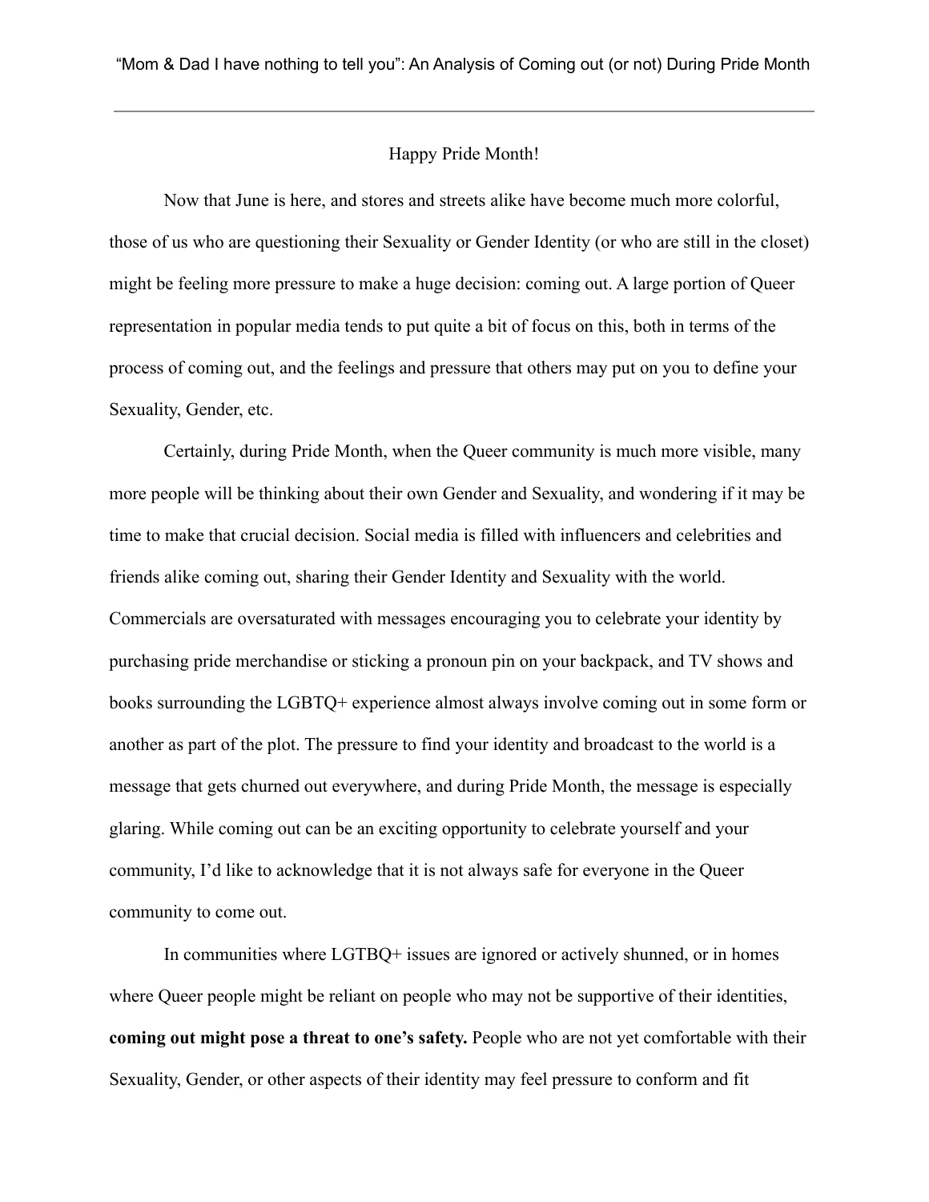# "Mom & Dad I have nothing to tell you": An Analysis of Coming out (or not) During Pride Month

## Happy Pride Month!

Now that June is here, and stores and streets alike have become much more colorful, those of us who are questioning their Sexuality or Gender Identity (or who are still in the closet) might be feeling more pressure to make a huge decision: coming out. A large portion of Queer representation in popular media tends to put quite a bit of focus on this, both in terms of the process of coming out, and the feelings and pressure that others may put on you to define your Sexuality, Gender, etc.

Certainly, during Pride Month, when the Queer community is much more visible, many more people will be thinking about their own Gender and Sexuality, and wondering if it may be time to make that crucial decision. Social media is filled with influencers and celebrities and friends alike coming out, sharing their Gender Identity and Sexuality with the world. Commercials are oversaturated with messages encouraging you to celebrate your identity by purchasing pride merchandise or sticking a pronoun pin on your backpack, and TV shows and books surrounding the LGBTQ+ experience almost always involve coming out in some form or another as part of the plot. The pressure to find your identity and broadcast to the world is a message that gets churned out everywhere, and during Pride Month, the message is especially glaring. While coming out can be an exciting opportunity to celebrate yourself and your community, I'd like to acknowledge that it is not always safe for everyone in the Queer community to come out.

In communities where LGTBQ+ issues are ignored or actively shunned, or in homes where Queer people might be reliant on people who may not be supportive of their identities, **coming out might pose a threat to one's safety.** People who are not yet comfortable with their Sexuality, Gender, or other aspects of their identity may feel pressure to conform and fit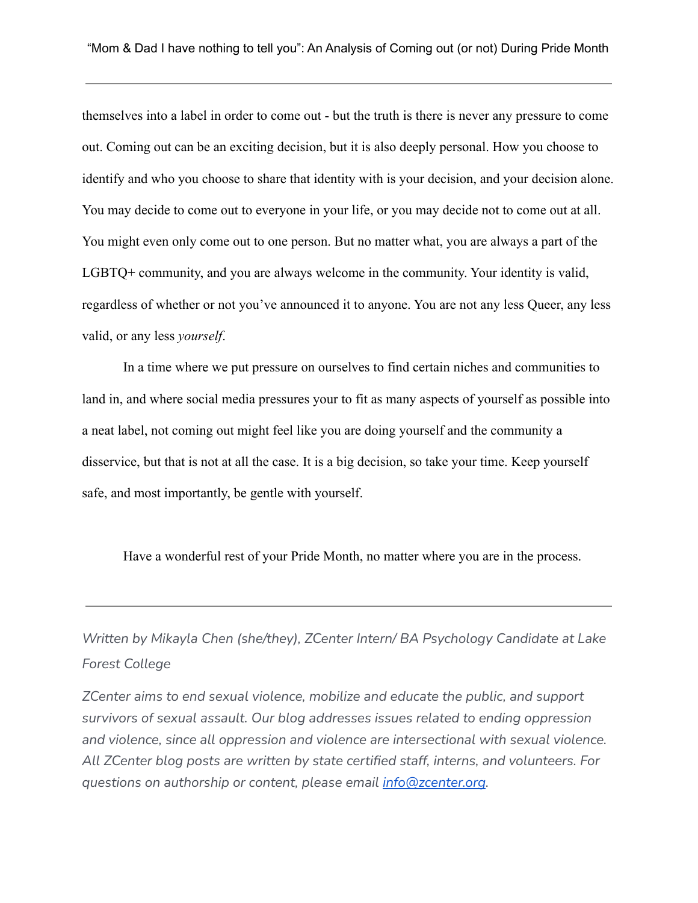themselves into a label in order to come out - but the truth is there is never any pressure to come out. Coming out can be an exciting decision, but it is also deeply personal. How you choose to identify and who you choose to share that identity with is your decision, and your decision alone. You may decide to come out to everyone in your life, or you may decide not to come out at all. You might even only come out to one person. But no matter what, you are always a part of the LGBTQ+ community, and you are always welcome in the community. Your identity is valid, regardless of whether or not you've announced it to anyone. You are not any less Queer, any less valid, or any less *yourself*.

In a time where we put pressure on ourselves to find certain niches and communities to land in, and where social media pressures your to fit as many aspects of yourself as possible into a neat label, not coming out might feel like you are doing yourself and the community a disservice, but that is not at all the case. It is a big decision, so take your time. Keep yourself safe, and most importantly, be gentle with yourself.

Have a wonderful rest of your Pride Month, no matter where you are in the process.

---

*Written by Mikayla Chen (she/they), ZCenter Intern/ BA Psychology Candidate at Lake Forest College*

*ZCenter aims to end sexual violence, mobilize and educate the public, and support survivors of sexual assault. Our blog addresses issues related to ending oppression and violence, since all oppression and violence are intersectional with sexual violence. All ZCenter blog posts are written by state certified staff, interns, and volunteers. For questions on authorship or content, please email [info@zcenter.org](mailto:info@zcenter.org).*